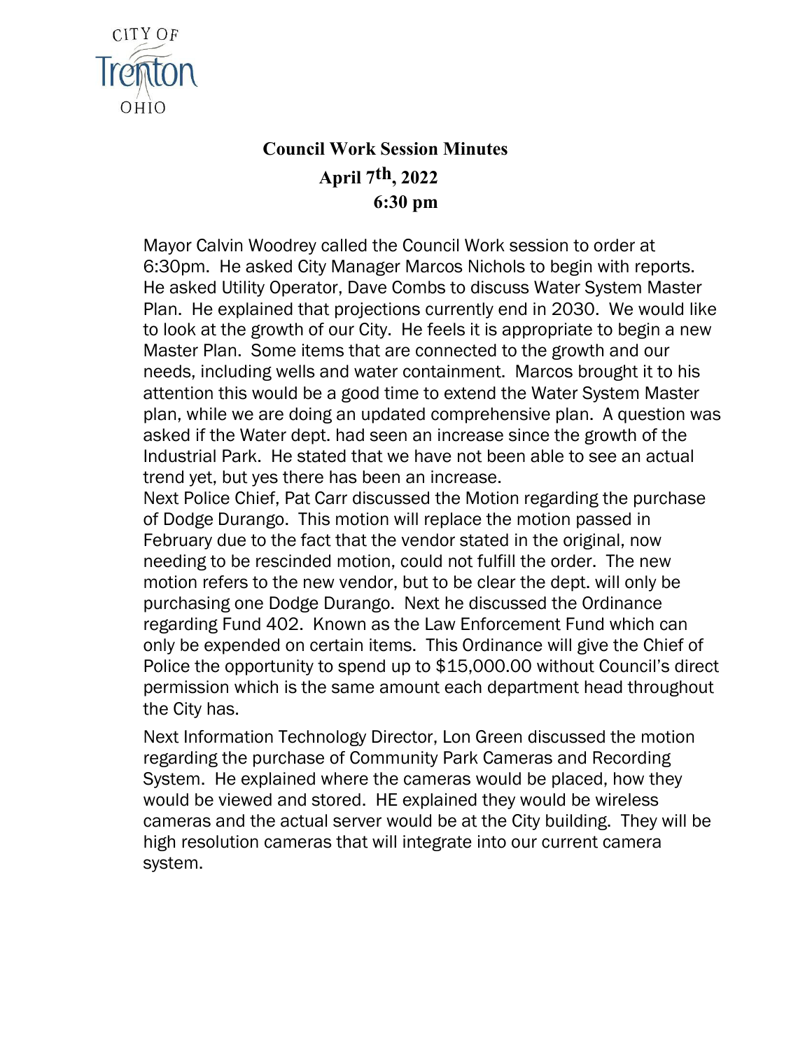CITY OF Trenton OHIO

# Council Work Session Minutes

**April 7th, 2022**

**6:30 pm**

Mayor Calvin Woodrey called the Council Work session to order at 6:30pm. He asked City Manager Marcos Nichols to begin with reports. He asked Utility Operator, Dave Combs to discuss Water System Master Plan. He explained that projections currently end in 2030. We would like to look at the growth of our City. He feels it is appropriate to begin a new Master Plan. Some items that are connected to the growth and our needs, including wells and water containment. Marcos brought it to his attention this would be a good time to extend the Water System Master plan, while we are doing an updated comprehensive plan. A question was asked if the Water dept. had seen an increase since the growth of the Industrial Park. He stated that we have not been able to see an actual trend yet, but yes there has been an increase.

Next Police Chief, Pat Carr discussed the Motion regarding the purchase of Dodge Durango. This motion will replace the motion passed in February due to the fact that the vendor stated in the original, now needing to be rescinded motion, could not fulfill the order. The new motion refers to the new vendor, but to be clear the dept. will only be purchasing one Dodge Durango. Next he discussed the Ordinance regarding Fund 402. Known as the Law Enforcement Fund which can only be expended on certain items. This Ordinance will give the Chief of Police the opportunity to spend up to $15,000.00 without Council's direct permission which is the same amount each department head throughout the City has.

Next Information Technology Director, Lon Green discussed the motion regarding the purchase of Community Park Cameras and Recording System. He explained where the cameras would be placed, how they would be viewed and stored. HE explained they would be wireless cameras and the actual server would be at the City building. They will be high resolution cameras that will integrate into our current camera system.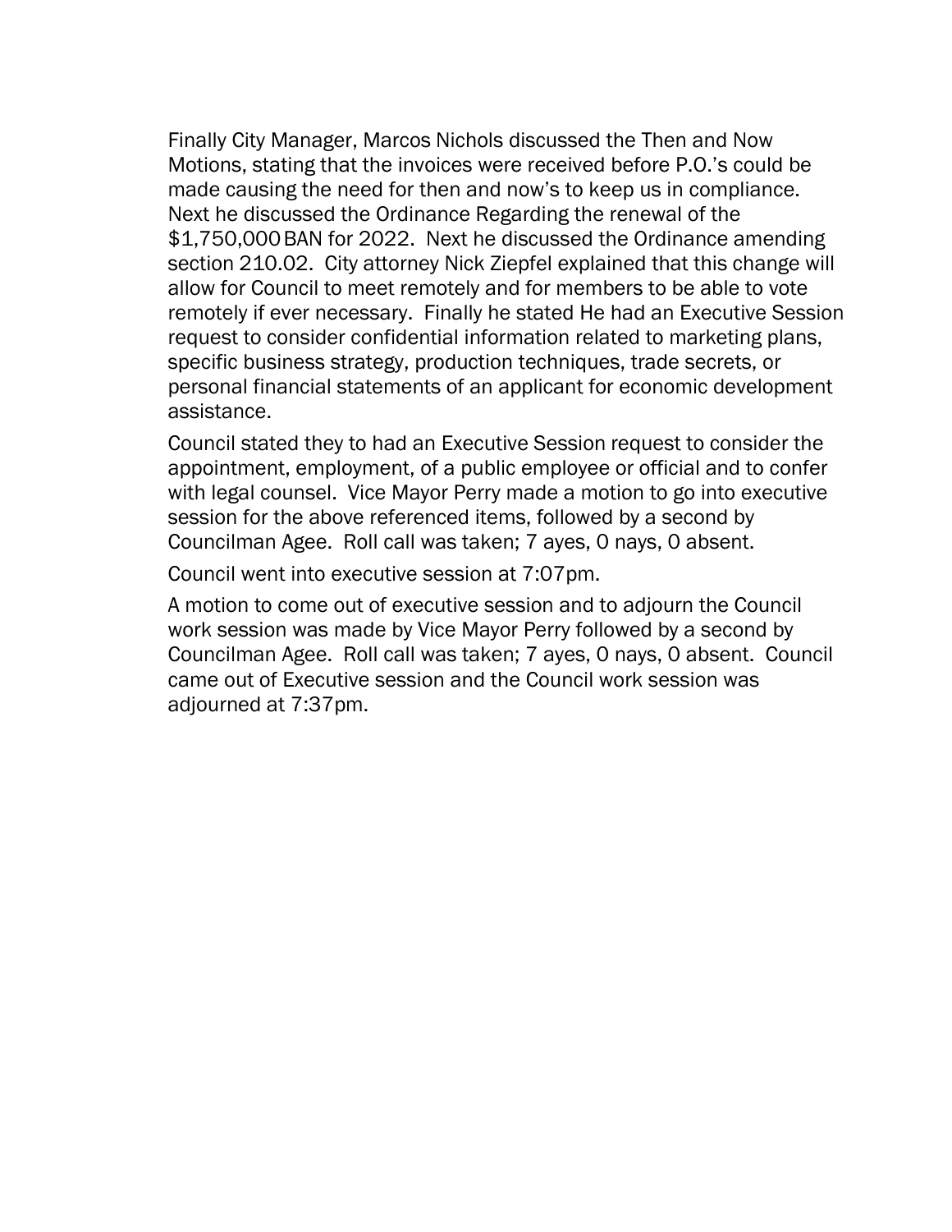Finally City Manager, Marcos Nichols discussed the Then and Now Motions, stating that the invoices were received before P.O.'s could be made causing the need for then and now's to keep us in compliance. Next he discussed the Ordinance Regarding the renewal of the $1,750,000 BAN for 2022. Next he discussed the Ordinance amending section 210.02. City attorney Nick Ziepfel explained that this change will allow for Council to meet remotely and for members to be able to vote remotely if ever necessary. Finally he stated He had an Executive Session request to consider confidential information related to marketing plans, specific business strategy, production techniques, trade secrets, or personal financial statements of an applicant for economic development assistance.

Council stated they to had an Executive Session request to consider the appointment, employment, of a public employee or official and to confer with legal counsel. Vice Mayor Perry made a motion to go into executive session for the above referenced items, followed by a second by Councilman Agee. Roll call was taken; 7 ayes, 0 nays, 0 absent.

Council went into executive session at 7:07pm.

A motion to come out of executive session and to adjourn the Council work session was made by Vice Mayor Perry followed by a second by Councilman Agee. Roll call was taken; 7 ayes, 0 nays, 0 absent. Council came out of Executive session and the Council work session was adjourned at 7:37pm.